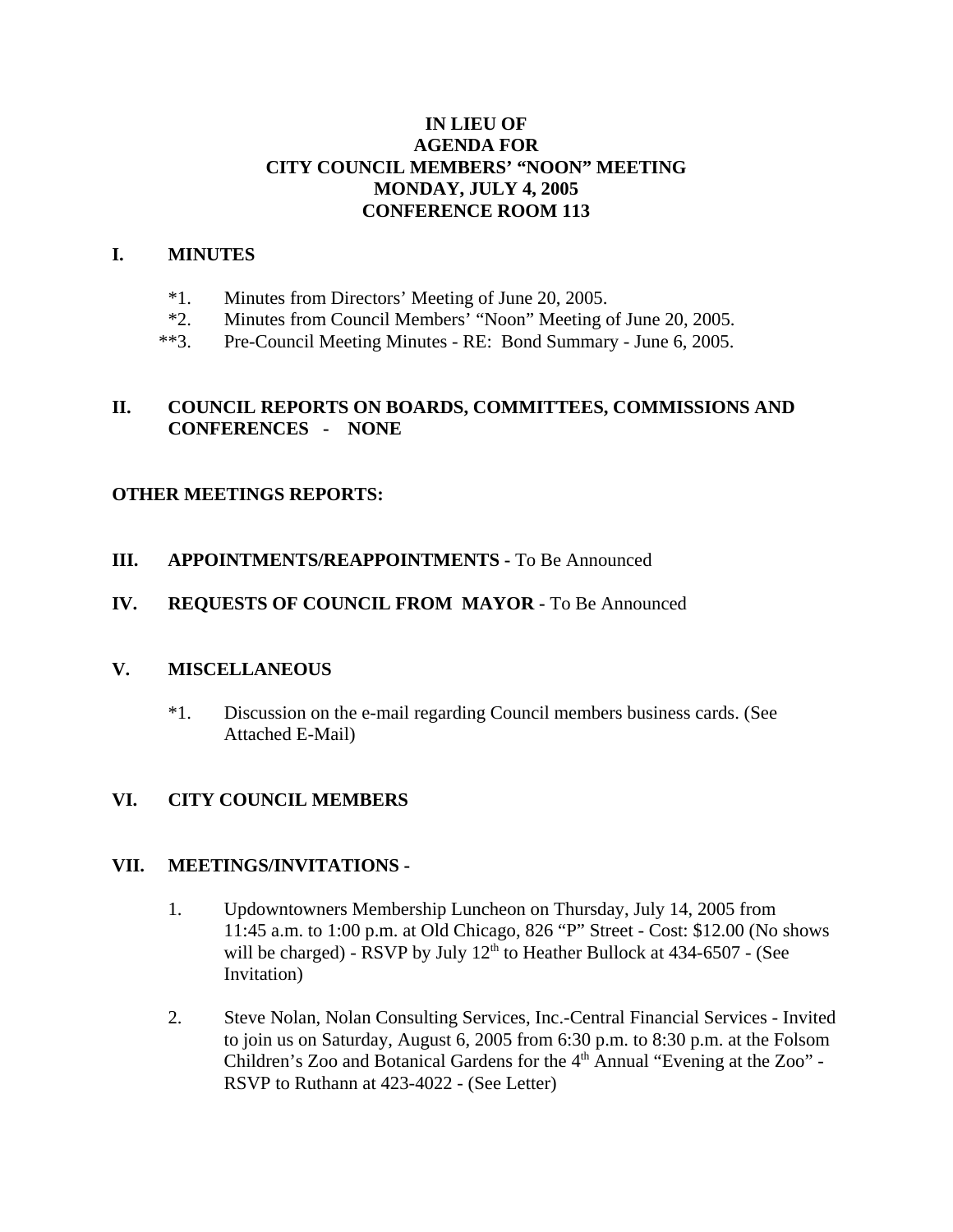# IN LIEU OF
# AGENDA FOR
# CITY COUNCIL MEMBERS' "NOON" MEETING
# MONDAY, JULY 4, 2005
# CONFERENCE ROOM 113

## I. MINUTES

*1. Minutes from Directors' Meeting of June 20, 2005.

*2. Minutes from Council Members' "Noon" Meeting of June 20, 2005.

**3. Pre-Council Meeting Minutes - RE: Bond Summary - June 6, 2005.

## II. COUNCIL REPORTS ON BOARDS, COMMITTEES, COMMISSIONS AND CONFERENCES - NONE

## OTHER MEETINGS REPORTS:

## III. APPOINTMENTS/REAPPOINTMENTS - To Be Announced

## IV. REQUESTS OF COUNCIL FROM MAYOR - To Be Announced

## V. MISCELLANEOUS

*1. Discussion on the e-mail regarding Council members business cards. (See Attached E-Mail)

## VI. CITY COUNCIL MEMBERS

## VII. MEETINGS/INVITATIONS -

1. Updowntowners Membership Luncheon on Thursday, July 14, 2005 from 11:45 a.m. to 1:00 p.m. at Old Chicago, 826 "P" Street - Cost: $12.00 (No shows will be charged) - RSVP by July 12th to Heather Bullock at 434-6507 - (See Invitation)

2. Steve Nolan, Nolan Consulting Services, Inc.-Central Financial Services - Invited to join us on Saturday, August 6, 2005 from 6:30 p.m. to 8:30 p.m. at the Folsom Children's Zoo and Botanical Gardens for the 4th Annual "Evening at the Zoo" - RSVP to Ruthann at 423-4022 - (See Letter)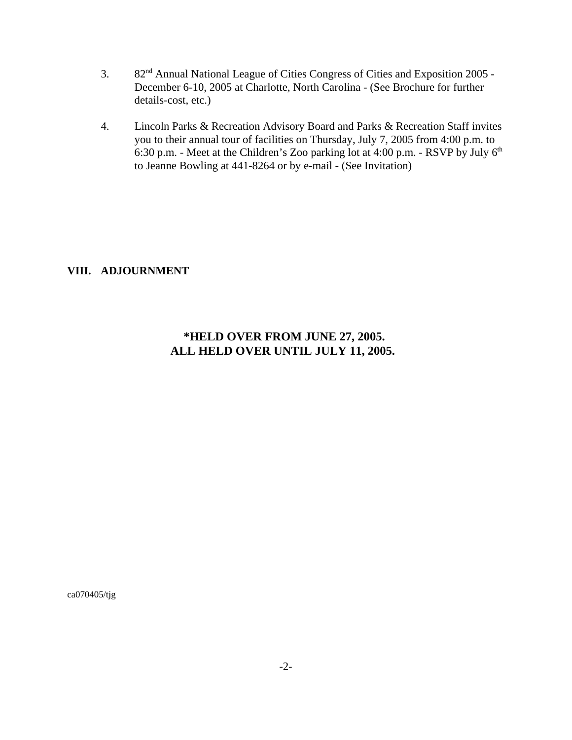3. 82nd Annual National League of Cities Congress of Cities and Exposition 2005 - December 6-10, 2005 at Charlotte, North Carolina - (See Brochure for further details-cost, etc.)

4. Lincoln Parks & Recreation Advisory Board and Parks & Recreation Staff invites you to their annual tour of facilities on Thursday, July 7, 2005 from 4:00 p.m. to 6:30 p.m. - Meet at the Children's Zoo parking lot at 4:00 p.m. - RSVP by July 6th to Jeanne Bowling at 441-8264 or by e-mail - (See Invitation)

**VIII. ADJOURNMENT**

**\*HELD OVER FROM JUNE 27, 2005.**
**ALL HELD OVER UNTIL JULY 11, 2005.**

ca070405/tjg